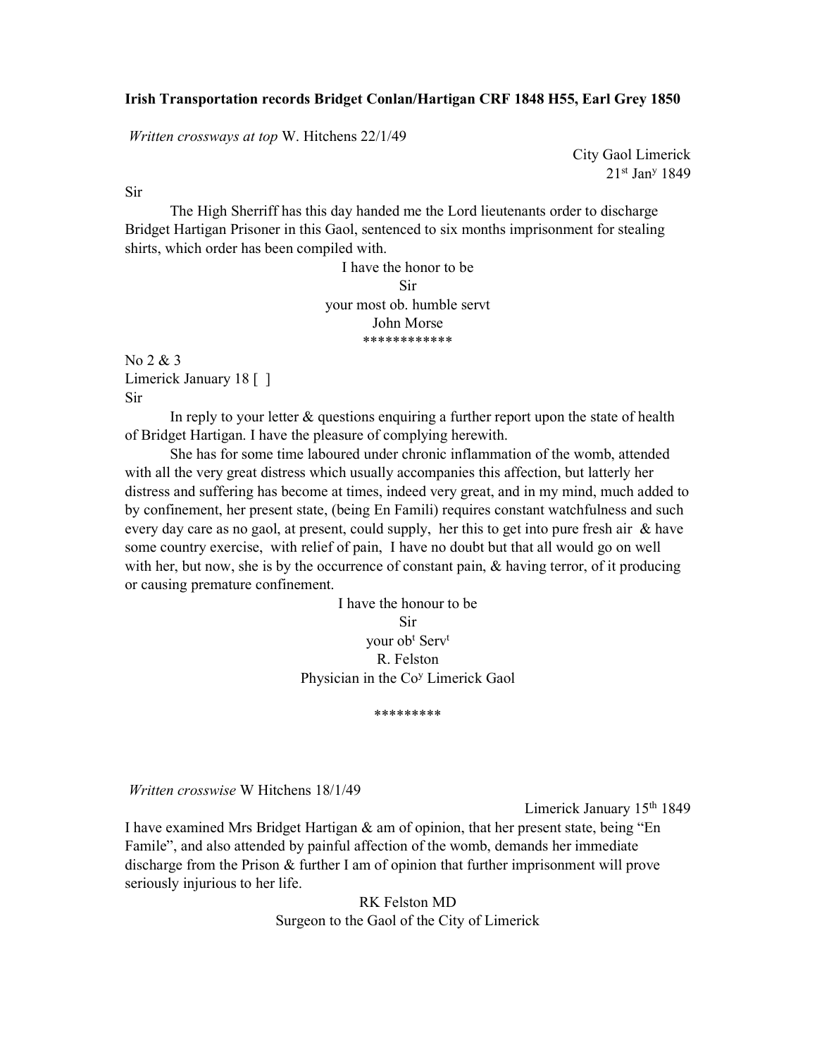**Irish Transportation records Bridget Conlan/Hartigan CRF 1848 H55, Earl Grey 1850**

*Written crossways at top* W. Hitchens 22/1/49

City Gaol Limerick
21st Jany 1849

Sir

The High Sherriff has this day handed me the Lord lieutenants order to discharge Bridget Hartigan Prisoner in this Gaol, sentenced to six months imprisonment for stealing shirts, which order has been compiled with.

I have the honor to be
Sir
your most ob. humble servt
John Morse

\*\*\*\*\*\*\*\*\*\*\*\*

No 2 & 3
Limerick January 18 [ ]
Sir

In reply to your letter & questions enquiring a further report upon the state of health of Bridget Hartigan. I have the pleasure of complying herewith.

She has for some time laboured under chronic inflammation of the womb, attended with all the very great distress which usually accompanies this affection, but latterly her distress and suffering has become at times, indeed very great, and in my mind, much added to by confinement, her present state, (being En Famili) requires constant watchfulness and such every day care as no gaol, at present, could supply, her this to get into pure fresh air & have some country exercise, with relief of pain, I have no doubt but that all would go on well with her, but now, she is by the occurrence of constant pain, & having terror, of it producing or causing premature confinement.

I have the honour to be
Sir
your obt Servt
R. Felston
Physician in the Coy Limerick Gaol

\*\*\*\*\*\*\*\*\*

*Written crosswise* W Hitchens 18/1/49

Limerick January 15th 1849

I have examined Mrs Bridget Hartigan & am of opinion, that her present state, being "En Famile", and also attended by painful affection of the womb, demands her immediate discharge from the Prison & further I am of opinion that further imprisonment will prove seriously injurious to her life.

RK Felston MD
Surgeon to the Gaol of the City of Limerick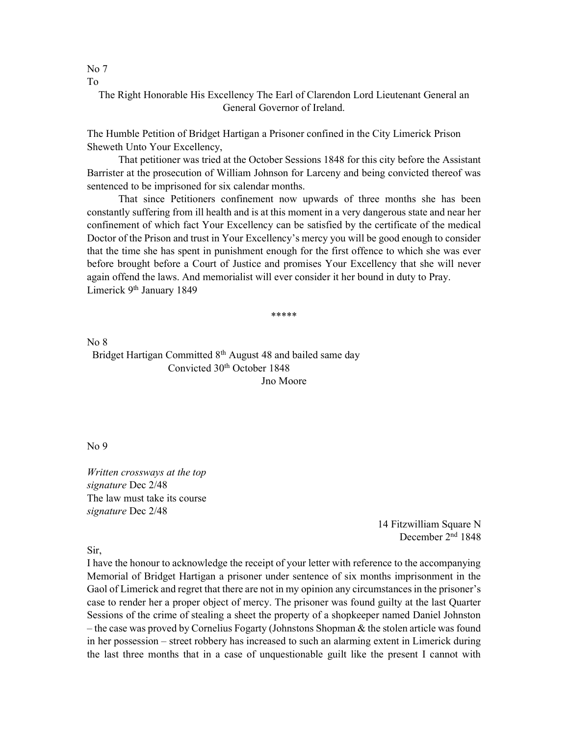No 7

To

The Right Honorable His Excellency The Earl of Clarendon Lord Lieutenant General an General Governor of Ireland.

The Humble Petition of Bridget Hartigan a Prisoner confined in the City Limerick Prison Sheweth Unto Your Excellency,

That petitioner was tried at the October Sessions 1848 for this city before the Assistant Barrister at the prosecution of William Johnson for Larceny and being convicted thereof was sentenced to be imprisoned for six calendar months.

That since Petitioners confinement now upwards of three months she has been constantly suffering from ill health and is at this moment in a very dangerous state and near her confinement of which fact Your Excellency can be satisfied by the certificate of the medical Doctor of the Prison and trust in Your Excellency's mercy you will be good enough to consider that the time she has spent in punishment enough for the first offence to which she was ever before brought before a Court of Justice and promises Your Excellency that she will never again offend the laws. And memorialist will ever consider it her bound in duty to Pray.

Limerick 9th January 1849

\*\*\*\*\*

No 8

Bridget Hartigan Committed 8th August 48 and bailed same day

Convicted 30th October 1848

Jno Moore

No 9

*Written crossways at the top*
*signature* Dec 2/48
The law must take its course
*signature* Dec 2/48

14 Fitzwilliam Square N
December 2nd 1848

Sir,

I have the honour to acknowledge the receipt of your letter with reference to the accompanying Memorial of Bridget Hartigan a prisoner under sentence of six months imprisonment in the Gaol of Limerick and regret that there are not in my opinion any circumstances in the prisoner's case to render her a proper object of mercy. The prisoner was found guilty at the last Quarter Sessions of the crime of stealing a sheet the property of a shopkeeper named Daniel Johnston – the case was proved by Cornelius Fogarty (Johnstons Shopman & the stolen article was found in her possession – street robbery has increased to such an alarming extent in Limerick during the last three months that in a case of unquestionable guilt like the present I cannot with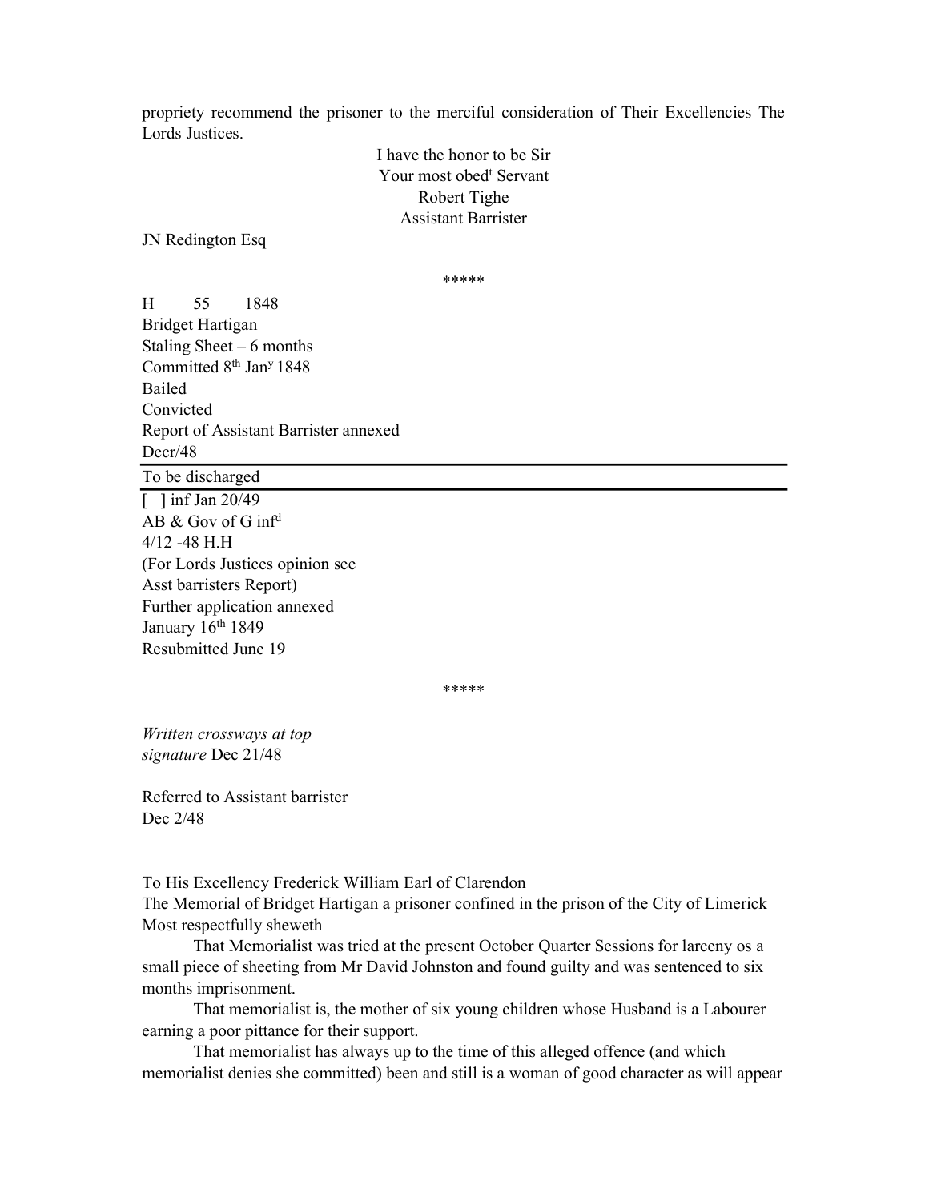propriety recommend the prisoner to the merciful consideration of Their Excellencies The Lords Justices.

I have the honor to be Sir
Your most obed[t] Servant
Robert Tighe
Assistant Barrister

JN Redington Esq

*****

H 55 1848
Bridget Hartigan
Staling Sheet – 6 months
Committed 8[th] Jan[y] 1848
Bailed
Convicted
Report of Assistant Barrister annexed
Decr/48

---

To be discharged

---

[ ] inf Jan 20/49
AB & Gov of G inf[d]
4/12 -48 H.H
(For Lords Justices opinion see
Asst barristers Report)
Further application annexed
January 16[th] 1849
Resubmitted June 19

*****

*Written crossways at top*
*signature* Dec 21/48

Referred to Assistant barrister
Dec 2/48

To His Excellency Frederick William Earl of Clarendon
The Memorial of Bridget Hartigan a prisoner confined in the prison of the City of Limerick
Most respectfully sheweth

That Memorialist was tried at the present October Quarter Sessions for larceny os a small piece of sheeting from Mr David Johnston and found guilty and was sentenced to six months imprisonment.

That memorialist is, the mother of six young children whose Husband is a Labourer earning a poor pittance for their support.

That memorialist has always up to the time of this alleged offence (and which memorialist denies she committed) been and still is a woman of good character as will appear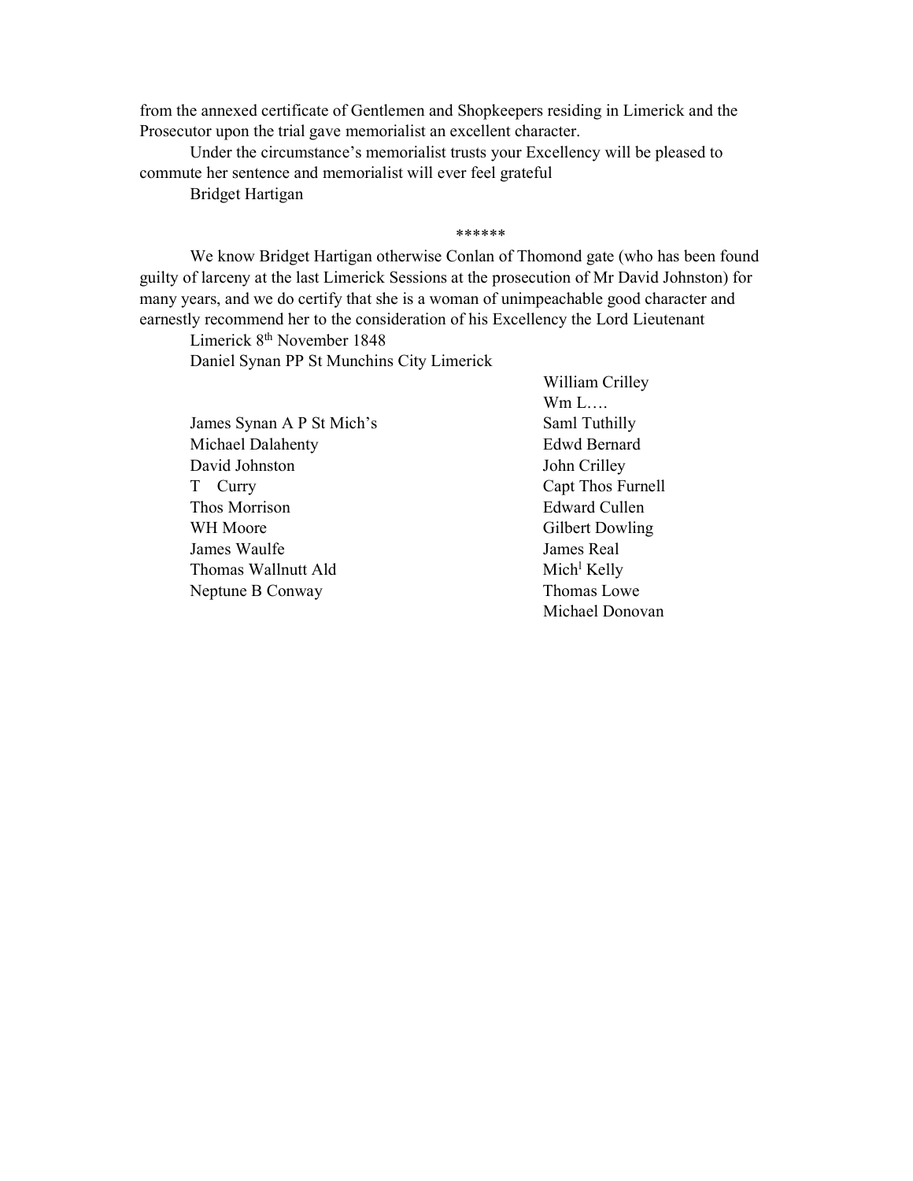from the annexed certificate of Gentlemen and Shopkeepers residing in Limerick and the Prosecutor upon the trial gave memorialist an excellent character.

Under the circumstance's memorialist trusts your Excellency will be pleased to commute her sentence and memorialist will ever feel grateful

Bridget Hartigan

******

We know Bridget Hartigan otherwise Conlan of Thomond gate (who has been found guilty of larceny at the last Limerick Sessions at the prosecution of Mr David Johnston) for many years, and we do certify that she is a woman of unimpeachable good character and earnestly recommend her to the consideration of his Excellency the Lord Lieutenant

Limerick 8th November 1848

Daniel Synan PP St Munchins City Limerick

James Synan A P St Mich's
Michael Dalahenty
David Johnston
T Curry
Thos Morrison
WH Moore
James Waulfe
Thomas Wallnutt Ald
Neptune B Conway

William Crilley
Wm L….
Saml Tuthilly
Edwd Bernard
John Crilley
Capt Thos Furnell
Edward Cullen
Gilbert Dowling
James Real
Michl Kelly
Thomas Lowe
Michael Donovan